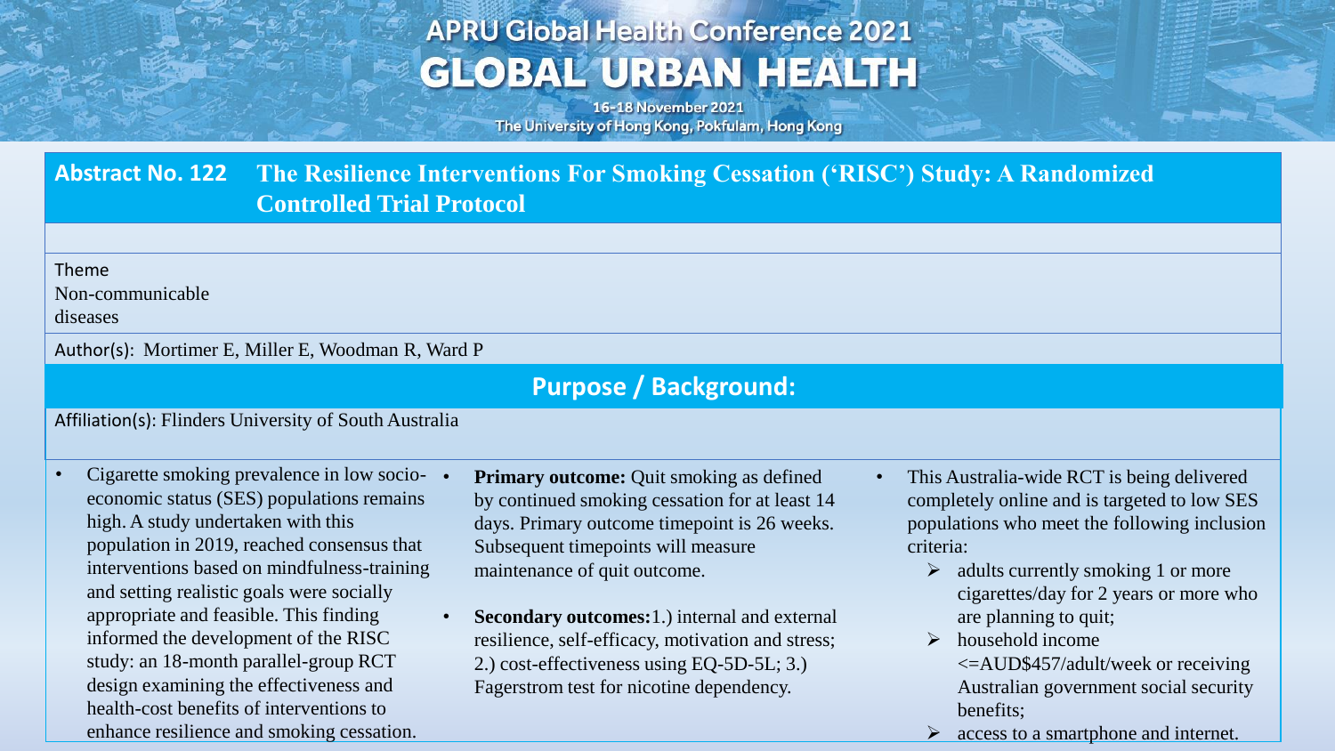APRU Global Health Conference 2021

# GLOBAL URBAN HEALTH

16-18 November 2021
The University of Hong Kong, Pokfulam, Hong Kong

## Abstract No. 122 The Resilience Interventions For Smoking Cessation ('RISC') Study: A Randomized Controlled Trial Protocol

Theme
Non-communicable diseases

Author(s): Mortimer E, Miller E, Woodman R, Ward P

## Purpose / Background:

Affiliation(s): Flinders University of South Australia

- Cigarette smoking prevalence in low socio-economic status (SES) populations remains high. A study undertaken with this population in 2019, reached consensus that interventions based on mindfulness-training and setting realistic goals were socially appropriate and feasible. This finding informed the development of the RISC study: an 18-month parallel-group RCT design examining the effectiveness and health-cost benefits of interventions to enhance resilience and smoking cessation.

- **Primary outcome:** Quit smoking as defined by continued smoking cessation for at least 14 days. Primary outcome timepoint is 26 weeks. Subsequent timepoints will measure maintenance of quit outcome.

- **Secondary outcomes:**1.) internal and external resilience, self-efficacy, motivation and stress; 2.) cost-effectiveness using EQ-5D-5L; 3.) Fagerstrom test for nicotine dependency.

- This Australia-wide RCT is being delivered completely online and is targeted to low SES populations who meet the following inclusion criteria:
  - adults currently smoking 1 or more cigarettes/day for 2 years or more who are planning to quit;
  - household income <=AUD$457/adult/week or receiving Australian government social security benefits;
  - access to a smartphone and internet.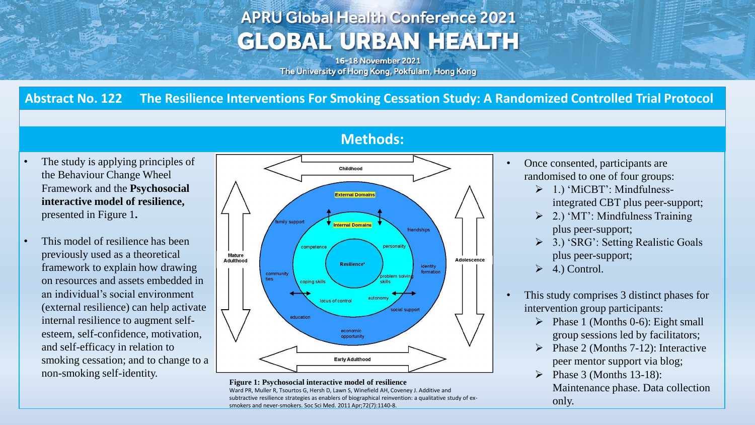# APRU Global Health Conference 2021
# GLOBAL URBAN HEALTH

16-18 November 2021
The University of Hong Kong, Pokfulam, Hong Kong

## Abstract No. 122 The Resilience Interventions For Smoking Cessation Study: A Randomized Controlled Trial Protocol

## Methods:

- The study is applying principles of the Behaviour Change Wheel Framework and the **Psychosocial interactive model of resilience,** presented in Figure 1**.**
- This model of resilience has been previously used as a theoretical framework to explain how drawing on resources and assets embedded in an individual's social environment (external resilience) can help activate internal resilience to augment self-esteem, self-confidence, motivation, and self-efficacy in relation to smoking cessation; and to change to a non-smoking self-identity.

Childhood
External Domains
Internal Domains
family support
friendships
competence
personality
Mature Adulthood
Resilience*
identity formation
Adolescence
community ties
problem solving skills
coping skills
autonomy
locus of control
social support
education
economic opportunity
Early Adulthood

**Figure 1: Psychosocial interactive model of resilience**
Ward PR, Muller R, Tsourtos G, Hersh D, Lawn S, Winefield AH, Coveney J. Additive and subtractive resilience strategies as enablers of biographical reinvention: a qualitative study of ex-smokers and never-smokers. Soc Sci Med. 2011 Apr;72(7):1140-8.

- Once consented, participants are randomised to one of four groups:
  - 1.) 'MiCBT': Mindfulness-integrated CBT plus peer-support;
  - 2.) 'MT': Mindfulness Training plus peer-support;
  - 3.) 'SRG': Setting Realistic Goals plus peer-support;
  - 4.) Control.
- This study comprises 3 distinct phases for intervention group participants:
  - Phase 1 (Months 0-6): Eight small group sessions led by facilitators;
  - Phase 2 (Months 7-12): Interactive peer mentor support via blog;
  - Phase 3 (Months 13-18): Maintenance phase. Data collection only.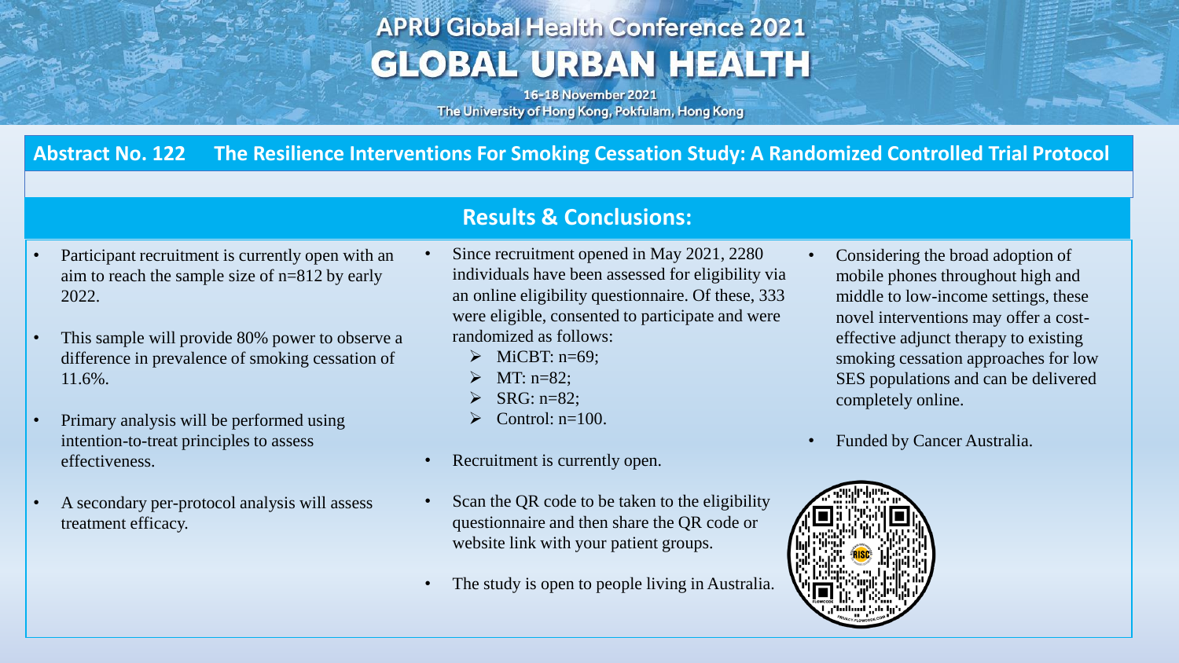# APRU Global Health Conference 2021

# GLOBAL URBAN HEALTH

16-18 November 2021

The University of Hong Kong, Pokfulam, Hong Kong

## Abstract No. 122 The Resilience Interventions For Smoking Cessation Study: A Randomized Controlled Trial Protocol

## Results & Conclusions:

- Participant recruitment is currently open with an aim to reach the sample size of n=812 by early 2022.
- This sample will provide 80% power to observe a difference in prevalence of smoking cessation of 11.6%.
- Primary analysis will be performed using intention-to-treat principles to assess effectiveness.
- A secondary per-protocol analysis will assess treatment efficacy.

- Since recruitment opened in May 2021, 2280 individuals have been assessed for eligibility via an online eligibility questionnaire. Of these, 333 were eligible, consented to participate and were randomized as follows:
  - MiCBT: n=69;
  - MT: n=82;
  - SRG: n=82;
  - Control: n=100.
- Recruitment is currently open.
- Scan the QR code to be taken to the eligibility questionnaire and then share the QR code or website link with your patient groups.
- The study is open to people living in Australia.

- Considering the broad adoption of mobile phones throughout high and middle to low-income settings, these novel interventions may offer a cost-effective adjunct therapy to existing smoking cessation approaches for low SES populations and can be delivered completely online.
- Funded by Cancer Australia.